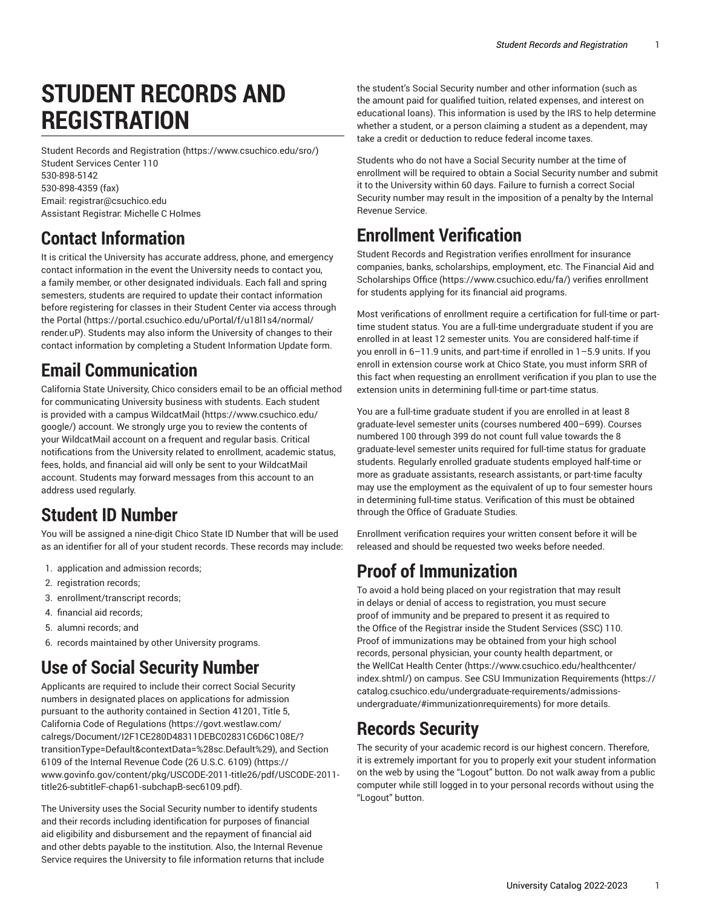# STUDENT RECORDS AND REGISTRATION

Student Records and Registration (https://www.csuchico.edu/sro/)
Student Services Center 110
530-898-5142
530-898-4359 (fax)
Email: registrar@csuchico.edu
Assistant Registrar: Michelle C Holmes

## Contact Information

It is critical the University has accurate address, phone, and emergency contact information in the event the University needs to contact you, a family member, or other designated individuals. Each fall and spring semesters, students are required to update their contact information before registering for classes in their Student Center via access through the Portal (https://portal.csuchico.edu/uPortal/f/u18l1s4/normal/render.uP). Students may also inform the University of changes to their contact information by completing a Student Information Update form.

## Email Communication

California State University, Chico considers email to be an official method for communicating University business with students. Each student is provided with a campus WildcatMail (https://www.csuchico.edu/google/) account. We strongly urge you to review the contents of your WildcatMail account on a frequent and regular basis. Critical notifications from the University related to enrollment, academic status, fees, holds, and financial aid will only be sent to your WildcatMail account. Students may forward messages from this account to an address used regularly.

## Student ID Number

You will be assigned a nine-digit Chico State ID Number that will be used as an identifier for all of your student records. These records may include:

1. application and admission records;
2. registration records;
3. enrollment/transcript records;
4. financial aid records;
5. alumni records; and
6. records maintained by other University programs.

## Use of Social Security Number

Applicants are required to include their correct Social Security numbers in designated places on applications for admission pursuant to the authority contained in Section 41201, Title 5, California Code of Regulations (https://govt.westlaw.com/calregs/Document/I2F1CE280D48311DEBC02831C6D6C108E/?transitionType=Default&contextData=%28sc.Default%29), and Section 6109 of the Internal Revenue Code (26 U.S.C. 6109) (https://www.govinfo.gov/content/pkg/USCODE-2011-title26/pdf/USCODE-2011-title26-subtitleF-chap61-subchapB-sec6109.pdf).

The University uses the Social Security number to identify students and their records including identification for purposes of financial aid eligibility and disbursement and the repayment of financial aid and other debts payable to the institution. Also, the Internal Revenue Service requires the University to file information returns that include the student's Social Security number and other information (such as the amount paid for qualified tuition, related expenses, and interest on educational loans). This information is used by the IRS to help determine whether a student, or a person claiming a student as a dependent, may take a credit or deduction to reduce federal income taxes.

Students who do not have a Social Security number at the time of enrollment will be required to obtain a Social Security number and submit it to the University within 60 days. Failure to furnish a correct Social Security number may result in the imposition of a penalty by the Internal Revenue Service.

## Enrollment Verification

Student Records and Registration verifies enrollment for insurance companies, banks, scholarships, employment, etc. The Financial Aid and Scholarships Office (https://www.csuchico.edu/fa/) verifies enrollment for students applying for its financial aid programs.

Most verifications of enrollment require a certification for full-time or part-time student status. You are a full-time undergraduate student if you are enrolled in at least 12 semester units. You are considered half-time if you enroll in 6–11.9 units, and part-time if enrolled in 1–5.9 units. If you enroll in extension course work at Chico State, you must inform SRR of this fact when requesting an enrollment verification if you plan to use the extension units in determining full-time or part-time status.

You are a full-time graduate student if you are enrolled in at least 8 graduate-level semester units (courses numbered 400–699). Courses numbered 100 through 399 do not count full value towards the 8 graduate-level semester units required for full-time status for graduate students. Regularly enrolled graduate students employed half-time or more as graduate assistants, research assistants, or part-time faculty may use the employment as the equivalent of up to four semester hours in determining full-time status. Verification of this must be obtained through the Office of Graduate Studies.

Enrollment verification requires your written consent before it will be released and should be requested two weeks before needed.

## Proof of Immunization

To avoid a hold being placed on your registration that may result in delays or denial of access to registration, you must secure proof of immunity and be prepared to present it as required to the Office of the Registrar inside the Student Services (SSC) 110. Proof of immunizations may be obtained from your high school records, personal physician, your county health department, or the WellCat Health Center (https://www.csuchico.edu/healthcenter/index.shtml/) on campus. See CSU Immunization Requirements (https://catalog.csuchico.edu/undergraduate-requirements/admissions-undergraduate/#immunizationrequirements) for more details.

## Records Security

The security of your academic record is our highest concern. Therefore, it is extremely important for you to properly exit your student information on the web by using the "Logout" button. Do not walk away from a public computer while still logged in to your personal records without using the "Logout" button.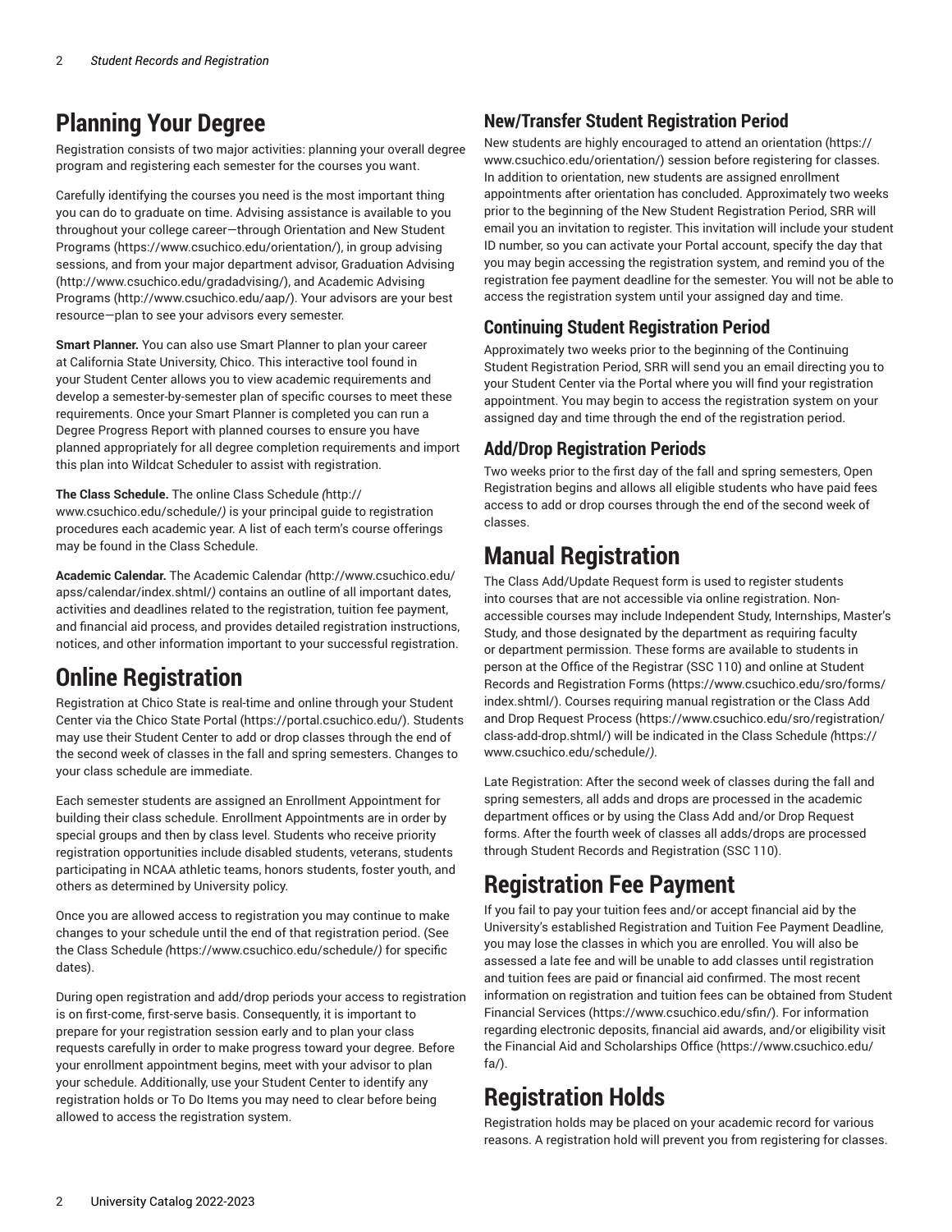# Planning Your Degree

Registration consists of two major activities: planning your overall degree program and registering each semester for the courses you want.

Carefully identifying the courses you need is the most important thing you can do to graduate on time. Advising assistance is available to you throughout your college career—through Orientation and New Student Programs (https://www.csuchico.edu/orientation/), in group advising sessions, and from your major department advisor, Graduation Advising (http://www.csuchico.edu/gradadvising/), and Academic Advising Programs (http://www.csuchico.edu/aap/). Your advisors are your best resource—plan to see your advisors every semester.

**Smart Planner.** You can also use Smart Planner to plan your career at California State University, Chico. This interactive tool found in your Student Center allows you to view academic requirements and develop a semester-by-semester plan of specific courses to meet these requirements. Once your Smart Planner is completed you can run a Degree Progress Report with planned courses to ensure you have planned appropriately for all degree completion requirements and import this plan into Wildcat Scheduler to assist with registration.

**The Class Schedule.** The online Class Schedule *(*http://www.csuchico.edu/schedule/*)* is your principal guide to registration procedures each academic year. A list of each term's course offerings may be found in the Class Schedule.

**Academic Calendar.** The Academic Calendar *(*http://www.csuchico.edu/apss/calendar/index.shtml/*)* contains an outline of all important dates, activities and deadlines related to the registration, tuition fee payment, and financial aid process, and provides detailed registration instructions, notices, and other information important to your successful registration.

# Online Registration

Registration at Chico State is real-time and online through your Student Center via the Chico State Portal (https://portal.csuchico.edu/). Students may use their Student Center to add or drop classes through the end of the second week of classes in the fall and spring semesters. Changes to your class schedule are immediate.

Each semester students are assigned an Enrollment Appointment for building their class schedule. Enrollment Appointments are in order by special groups and then by class level. Students who receive priority registration opportunities include disabled students, veterans, students participating in NCAA athletic teams, honors students, foster youth, and others as determined by University policy.

Once you are allowed access to registration you may continue to make changes to your schedule until the end of that registration period. (See the Class Schedule *(*https://www.csuchico.edu/schedule/*)* for specific dates).

During open registration and add/drop periods your access to registration is on first-come, first-serve basis. Consequently, it is important to prepare for your registration session early and to plan your class requests carefully in order to make progress toward your degree. Before your enrollment appointment begins, meet with your advisor to plan your schedule. Additionally, use your Student Center to identify any registration holds or To Do Items you may need to clear before being allowed to access the registration system.

## New/Transfer Student Registration Period

New students are highly encouraged to attend an orientation (https://www.csuchico.edu/orientation/) session before registering for classes. In addition to orientation, new students are assigned enrollment appointments after orientation has concluded. Approximately two weeks prior to the beginning of the New Student Registration Period, SRR will email you an invitation to register. This invitation will include your student ID number, so you can activate your Portal account, specify the day that you may begin accessing the registration system, and remind you of the registration fee payment deadline for the semester. You will not be able to access the registration system until your assigned day and time.

## Continuing Student Registration Period

Approximately two weeks prior to the beginning of the Continuing Student Registration Period, SRR will send you an email directing you to your Student Center via the Portal where you will find your registration appointment. You may begin to access the registration system on your assigned day and time through the end of the registration period.

## Add/Drop Registration Periods

Two weeks prior to the first day of the fall and spring semesters, Open Registration begins and allows all eligible students who have paid fees access to add or drop courses through the end of the second week of classes.

# Manual Registration

The Class Add/Update Request form is used to register students into courses that are not accessible via online registration. Non-accessible courses may include Independent Study, Internships, Master's Study, and those designated by the department as requiring faculty or department permission. These forms are available to students in person at the Office of the Registrar (SSC 110) and online at Student Records and Registration Forms (https://www.csuchico.edu/sro/forms/index.shtml/). Courses requiring manual registration or the Class Add and Drop Request Process (https://www.csuchico.edu/sro/registration/class-add-drop.shtml/) will be indicated in the Class Schedule *(*https://www.csuchico.edu/schedule/*)*.

Late Registration: After the second week of classes during the fall and spring semesters, all adds and drops are processed in the academic department offices or by using the Class Add and/or Drop Request forms. After the fourth week of classes all adds/drops are processed through Student Records and Registration (SSC 110).

# Registration Fee Payment

If you fail to pay your tuition fees and/or accept financial aid by the University's established Registration and Tuition Fee Payment Deadline, you may lose the classes in which you are enrolled. You will also be assessed a late fee and will be unable to add classes until registration and tuition fees are paid or financial aid confirmed. The most recent information on registration and tuition fees can be obtained from Student Financial Services (https://www.csuchico.edu/sfin/). For information regarding electronic deposits, financial aid awards, and/or eligibility visit the Financial Aid and Scholarships Office (https://www.csuchico.edu/fa/).

# Registration Holds

Registration holds may be placed on your academic record for various reasons. A registration hold will prevent you from registering for classes.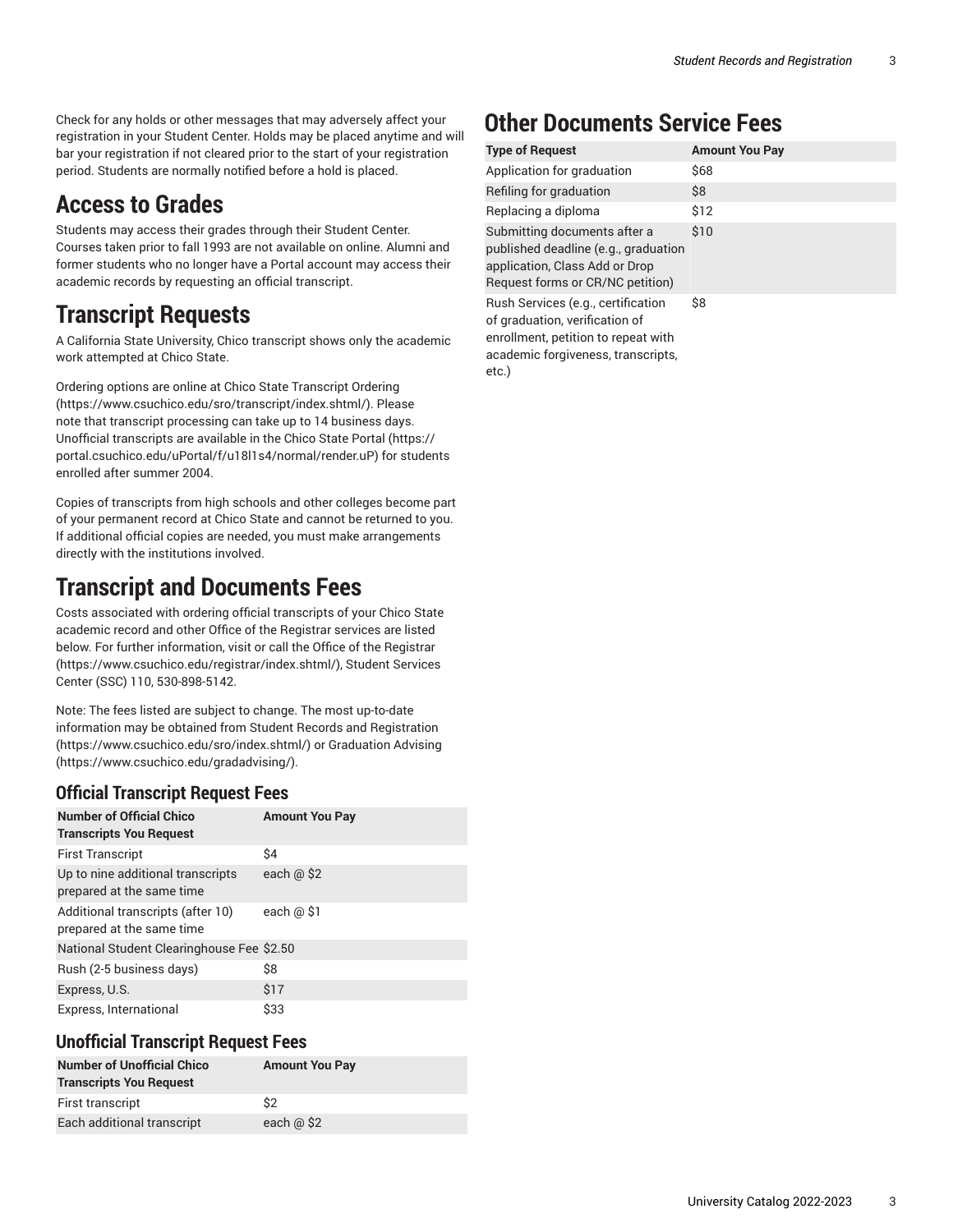Check for any holds or other messages that may adversely affect your registration in your Student Center. Holds may be placed anytime and will bar your registration if not cleared prior to the start of your registration period. Students are normally notified before a hold is placed.

# Access to Grades

Students may access their grades through their Student Center. Courses taken prior to fall 1993 are not available on online. Alumni and former students who no longer have a Portal account may access their academic records by requesting an official transcript.

# Transcript Requests

A California State University, Chico transcript shows only the academic work attempted at Chico State.

Ordering options are online at Chico State Transcript Ordering (https://www.csuchico.edu/sro/transcript/index.shtml/). Please note that transcript processing can take up to 14 business days. Unofficial transcripts are available in the Chico State Portal (https://portal.csuchico.edu/uPortal/f/u18l1s4/normal/render.uP) for students enrolled after summer 2004.

Copies of transcripts from high schools and other colleges become part of your permanent record at Chico State and cannot be returned to you. If additional official copies are needed, you must make arrangements directly with the institutions involved.

# Transcript and Documents Fees

Costs associated with ordering official transcripts of your Chico State academic record and other Office of the Registrar services are listed below. For further information, visit or call the Office of the Registrar (https://www.csuchico.edu/registrar/index.shtml/), Student Services Center (SSC) 110, 530-898-5142.

Note: The fees listed are subject to change. The most up-to-date information may be obtained from Student Records and Registration (https://www.csuchico.edu/sro/index.shtml/) or Graduation Advising (https://www.csuchico.edu/gradadvising/).

## Official Transcript Request Fees

| Number of Official Chico Transcripts You Request | Amount You Pay |
|---|---|
| First Transcript | $4 |
| Up to nine additional transcripts prepared at the same time | each @ $2 |
| Additional transcripts (after 10) prepared at the same time | each @ $1 |
| National Student Clearinghouse Fee | $2.50 |
| Rush (2-5 business days) | $8 |
| Express, U.S. | $17 |
| Express, International | $33 |

## Unofficial Transcript Request Fees

| Number of Unofficial Chico Transcripts You Request | Amount You Pay |
|---|---|
| First transcript | $2 |
| Each additional transcript | each @ $2 |

# Other Documents Service Fees

| Type of Request | Amount You Pay |
|---|---|
| Application for graduation | $68 |
| Refiling for graduation | $8 |
| Replacing a diploma | $12 |
| Submitting documents after a published deadline (e.g., graduation application, Class Add or Drop Request forms or CR/NC petition) | $10 |
| Rush Services (e.g., certification of graduation, verification of enrollment, petition to repeat with academic forgiveness, transcripts, etc.) | $8 |